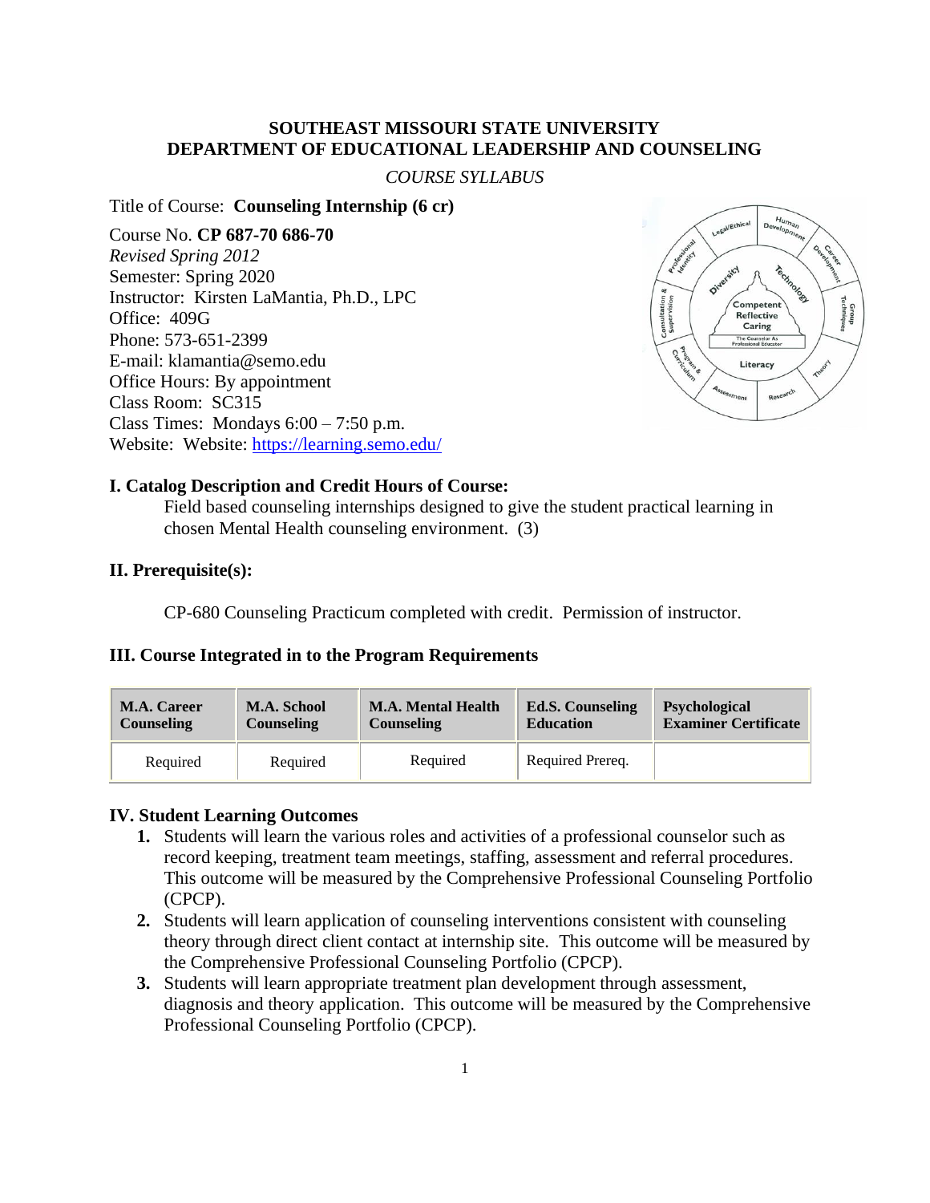**SOUTHEAST MISSOURI STATE UNIVERSITY**
**DEPARTMENT OF EDUCATIONAL LEADERSHIP AND COUNSELING**

*COURSE SYLLABUS*

Title of Course: **Counseling Internship (6 cr)**

Course No. **CP 687-70 686-70**
*Revised Spring 2012*
Semester: Spring 2020
Instructor: Kirsten LaMantia, Ph.D., LPC
Office: 409G
Phone: 573-651-2399
E-mail: klamantia@semo.edu
Office Hours: By appointment
Class Room: SC315
Class Times: Mondays 6:00 – 7:50 p.m.
Website: Website: https://learning.semo.edu/

## I. Catalog Description and Credit Hours of Course:

Field based counseling internships designed to give the student practical learning in chosen Mental Health counseling environment. (3)

## II. Prerequisite(s):

CP-680 Counseling Practicum completed with credit. Permission of instructor.

## III. Course Integrated in to the Program Requirements

| M.A. Career Counseling | M.A. School Counseling | M.A. Mental Health Counseling | Ed.S. Counseling Education | Psychological Examiner Certificate |
|---|---|---|---|---|
| Required | Required | Required | Required Prereq. | |

## IV. Student Learning Outcomes

1. Students will learn the various roles and activities of a professional counselor such as record keeping, treatment team meetings, staffing, assessment and referral procedures. This outcome will be measured by the Comprehensive Professional Counseling Portfolio (CPCP).
2. Students will learn application of counseling interventions consistent with counseling theory through direct client contact at internship site. This outcome will be measured by the Comprehensive Professional Counseling Portfolio (CPCP).
3. Students will learn appropriate treatment plan development through assessment, diagnosis and theory application. This outcome will be measured by the Comprehensive Professional Counseling Portfolio (CPCP).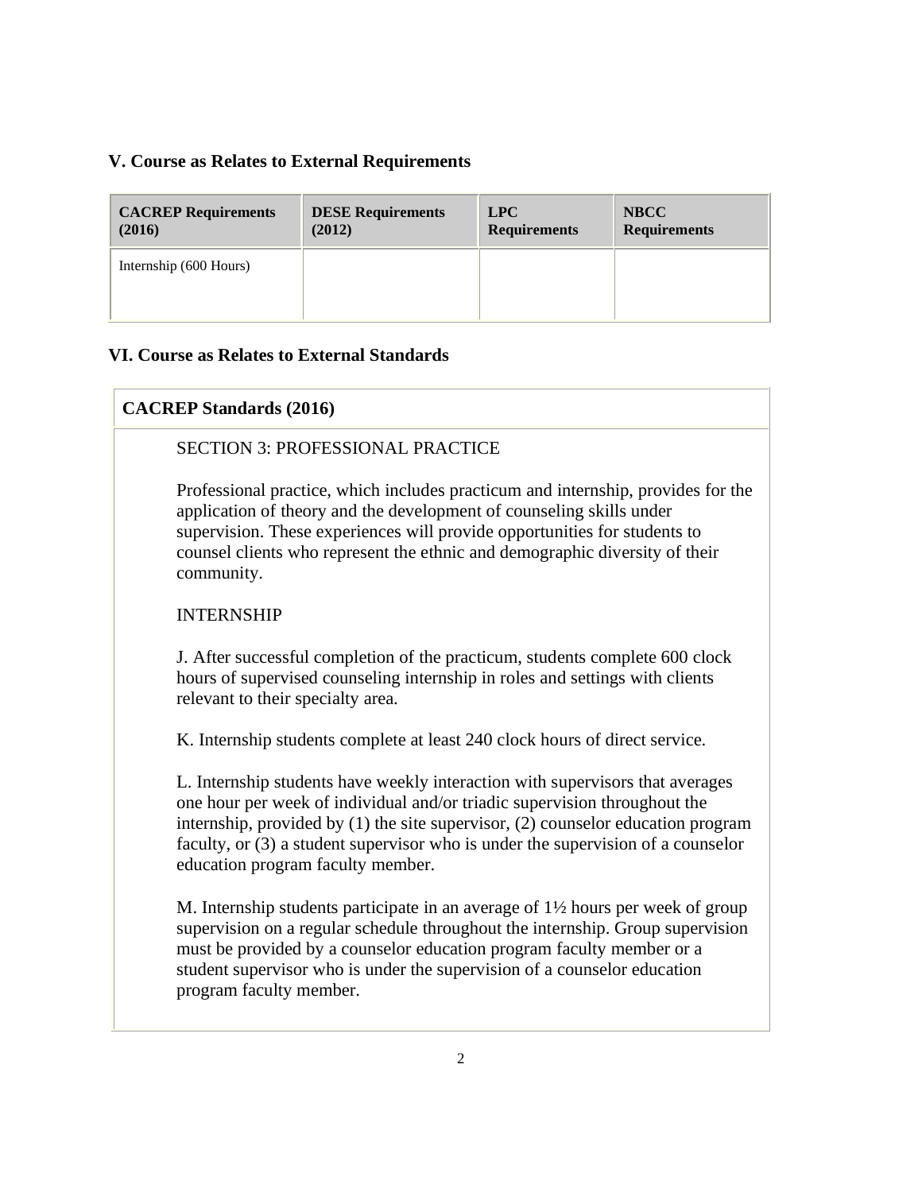## V. Course as Relates to External Requirements

| CACREP Requirements (2016) | DESE Requirements (2012) | LPC Requirements | NBCC Requirements |
|---|---|---|---|
| Internship (600 Hours) | | | |

## VI. Course as Relates to External Standards

| CACREP Standards (2016) |
|---|
| SECTION 3: PROFESSIONAL PRACTICE<br><br>Professional practice, which includes practicum and internship, provides for the application of theory and the development of counseling skills under supervision. These experiences will provide opportunities for students to counsel clients who represent the ethnic and demographic diversity of their community.<br><br>INTERNSHIP<br><br>J. After successful completion of the practicum, students complete 600 clock hours of supervised counseling internship in roles and settings with clients relevant to their specialty area.<br><br>K. Internship students complete at least 240 clock hours of direct service.<br><br>L. Internship students have weekly interaction with supervisors that averages one hour per week of individual and/or triadic supervision throughout the internship, provided by (1) the site supervisor, (2) counselor education program faculty, or (3) a student supervisor who is under the supervision of a counselor education program faculty member.<br><br>M. Internship students participate in an average of 1½ hours per week of group supervision on a regular schedule throughout the internship. Group supervision must be provided by a counselor education program faculty member or a student supervisor who is under the supervision of a counselor education program faculty member. |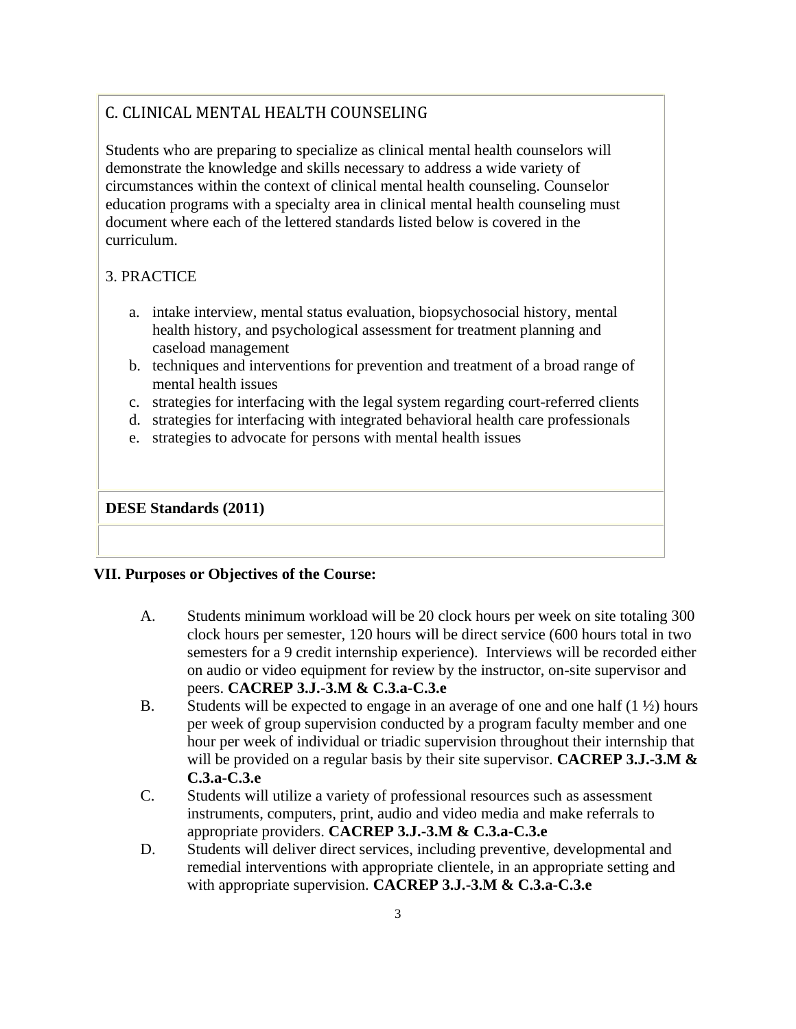C. CLINICAL MENTAL HEALTH COUNSELING

Students who are preparing to specialize as clinical mental health counselors will demonstrate the knowledge and skills necessary to address a wide variety of circumstances within the context of clinical mental health counseling. Counselor education programs with a specialty area in clinical mental health counseling must document where each of the lettered standards listed below is covered in the curriculum.

3. PRACTICE

a. intake interview, mental status evaluation, biopsychosocial history, mental health history, and psychological assessment for treatment planning and caseload management
b. techniques and interventions for prevention and treatment of a broad range of mental health issues
c. strategies for interfacing with the legal system regarding court-referred clients
d. strategies for interfacing with integrated behavioral health care professionals
e. strategies to advocate for persons with mental health issues

**DESE Standards (2011)**

### VII. Purposes or Objectives of the Course:

A. Students minimum workload will be 20 clock hours per week on site totaling 300 clock hours per semester, 120 hours will be direct service (600 hours total in two semesters for a 9 credit internship experience). Interviews will be recorded either on audio or video equipment for review by the instructor, on-site supervisor and peers. **CACREP 3.J.-3.M & C.3.a-C.3.e**

B. Students will be expected to engage in an average of one and one half (1 ½) hours per week of group supervision conducted by a program faculty member and one hour per week of individual or triadic supervision throughout their internship that will be provided on a regular basis by their site supervisor. **CACREP 3.J.-3.M & C.3.a-C.3.e**

C. Students will utilize a variety of professional resources such as assessment instruments, computers, print, audio and video media and make referrals to appropriate providers. **CACREP 3.J.-3.M & C.3.a-C.3.e**

D. Students will deliver direct services, including preventive, developmental and remedial interventions with appropriate clientele, in an appropriate setting and with appropriate supervision. **CACREP 3.J.-3.M & C.3.a-C.3.e**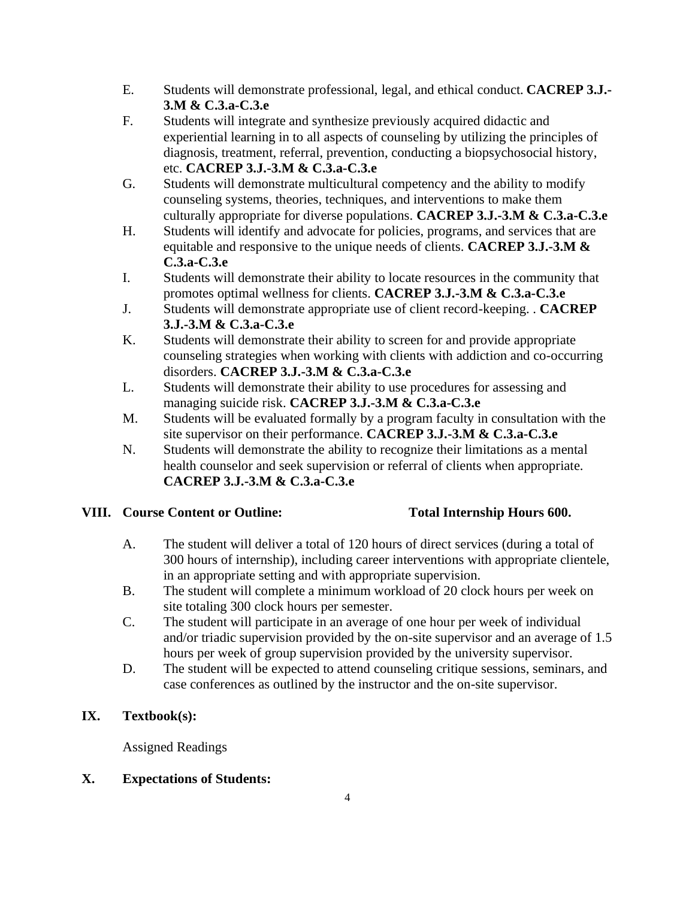E. Students will demonstrate professional, legal, and ethical conduct. **CACREP 3.J.-3.M & C.3.a-C.3.e**

F. Students will integrate and synthesize previously acquired didactic and experiential learning in to all aspects of counseling by utilizing the principles of diagnosis, treatment, referral, prevention, conducting a biopsychosocial history, etc. **CACREP 3.J.-3.M & C.3.a-C.3.e**

G. Students will demonstrate multicultural competency and the ability to modify counseling systems, theories, techniques, and interventions to make them culturally appropriate for diverse populations. **CACREP 3.J.-3.M & C.3.a-C.3.e**

H. Students will identify and advocate for policies, programs, and services that are equitable and responsive to the unique needs of clients. **CACREP 3.J.-3.M & C.3.a-C.3.e**

I. Students will demonstrate their ability to locate resources in the community that promotes optimal wellness for clients. **CACREP 3.J.-3.M & C.3.a-C.3.e**

J. Students will demonstrate appropriate use of client record-keeping. . **CACREP 3.J.-3.M & C.3.a-C.3.e**

K. Students will demonstrate their ability to screen for and provide appropriate counseling strategies when working with clients with addiction and co-occurring disorders. **CACREP 3.J.-3.M & C.3.a-C.3.e**

L. Students will demonstrate their ability to use procedures for assessing and managing suicide risk. **CACREP 3.J.-3.M & C.3.a-C.3.e**

M. Students will be evaluated formally by a program faculty in consultation with the site supervisor on their performance. **CACREP 3.J.-3.M & C.3.a-C.3.e**

N. Students will demonstrate the ability to recognize their limitations as a mental health counselor and seek supervision or referral of clients when appropriate. **CACREP 3.J.-3.M & C.3.a-C.3.e**

## VIII. Course Content or Outline: Total Internship Hours 600.

A. The student will deliver a total of 120 hours of direct services (during a total of 300 hours of internship), including career interventions with appropriate clientele, in an appropriate setting and with appropriate supervision.

B. The student will complete a minimum workload of 20 clock hours per week on site totaling 300 clock hours per semester.

C. The student will participate in an average of one hour per week of individual and/or triadic supervision provided by the on-site supervisor and an average of 1.5 hours per week of group supervision provided by the university supervisor.

D. The student will be expected to attend counseling critique sessions, seminars, and case conferences as outlined by the instructor and the on-site supervisor.

## IX. Textbook(s):

Assigned Readings

## X. Expectations of Students: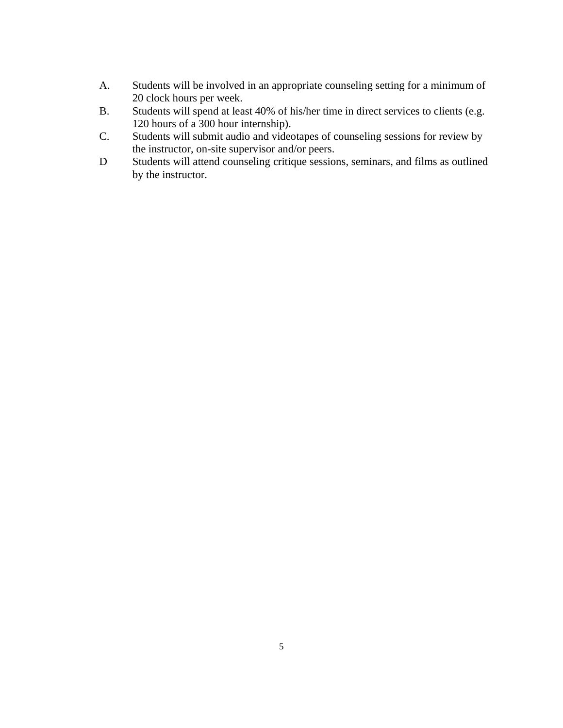A. Students will be involved in an appropriate counseling setting for a minimum of 20 clock hours per week.

B. Students will spend at least 40% of his/her time in direct services to clients (e.g. 120 hours of a 300 hour internship).

C. Students will submit audio and videotapes of counseling sessions for review by the instructor, on-site supervisor and/or peers.

D Students will attend counseling critique sessions, seminars, and films as outlined by the instructor.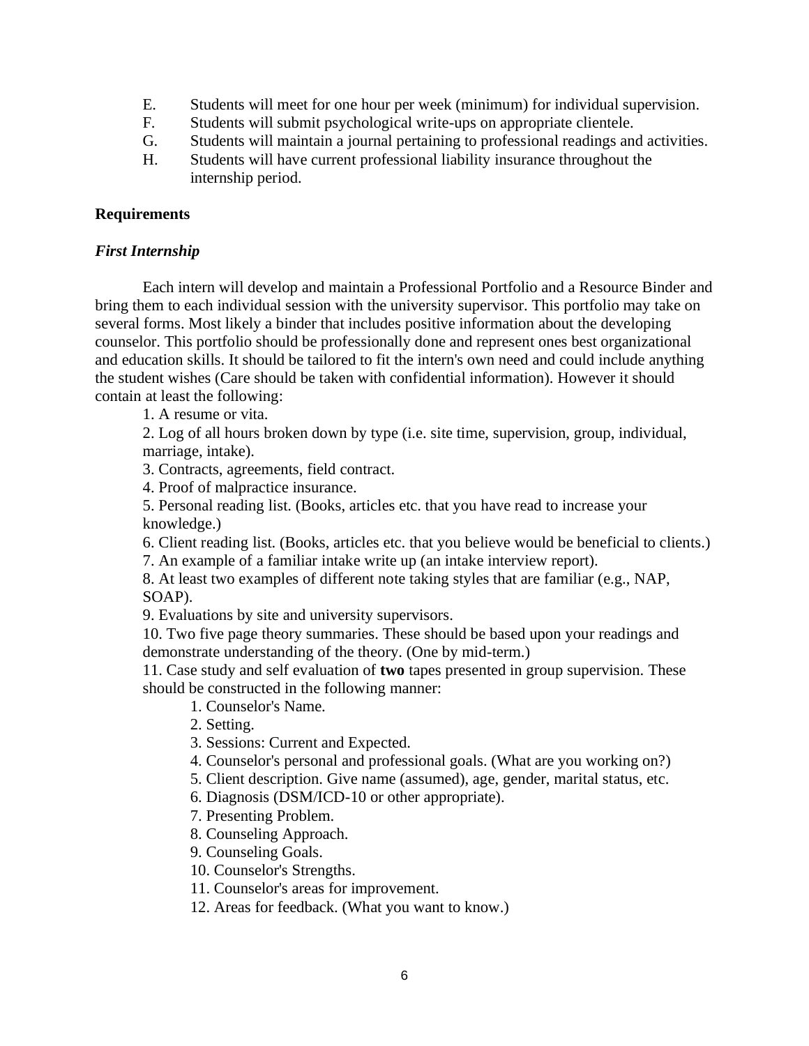E. Students will meet for one hour per week (minimum) for individual supervision.

F. Students will submit psychological write-ups on appropriate clientele.

G. Students will maintain a journal pertaining to professional readings and activities.

H. Students will have current professional liability insurance throughout the internship period.

**Requirements**

***First Internship***

Each intern will develop and maintain a Professional Portfolio and a Resource Binder and bring them to each individual session with the university supervisor. This portfolio may take on several forms. Most likely a binder that includes positive information about the developing counselor. This portfolio should be professionally done and represent ones best organizational and education skills. It should be tailored to fit the intern's own need and could include anything the student wishes (Care should be taken with confidential information). However it should contain at least the following:

1. A resume or vita.
2. Log of all hours broken down by type (i.e. site time, supervision, group, individual, marriage, intake).
3. Contracts, agreements, field contract.
4. Proof of malpractice insurance.
5. Personal reading list. (Books, articles etc. that you have read to increase your knowledge.)
6. Client reading list. (Books, articles etc. that you believe would be beneficial to clients.)
7. An example of a familiar intake write up (an intake interview report).
8. At least two examples of different note taking styles that are familiar (e.g., NAP, SOAP).
9. Evaluations by site and university supervisors.
10. Two five page theory summaries. These should be based upon your readings and demonstrate understanding of the theory. (One by mid-term.)
11. Case study and self evaluation of **two** tapes presented in group supervision. These should be constructed in the following manner:
    1. Counselor's Name.
    2. Setting.
    3. Sessions: Current and Expected.
    4. Counselor's personal and professional goals. (What are you working on?)
    5. Client description. Give name (assumed), age, gender, marital status, etc.
    6. Diagnosis (DSM/ICD-10 or other appropriate).
    7. Presenting Problem.
    8. Counseling Approach.
    9. Counseling Goals.
    10. Counselor's Strengths.
    11. Counselor's areas for improvement.
    12. Areas for feedback. (What you want to know.)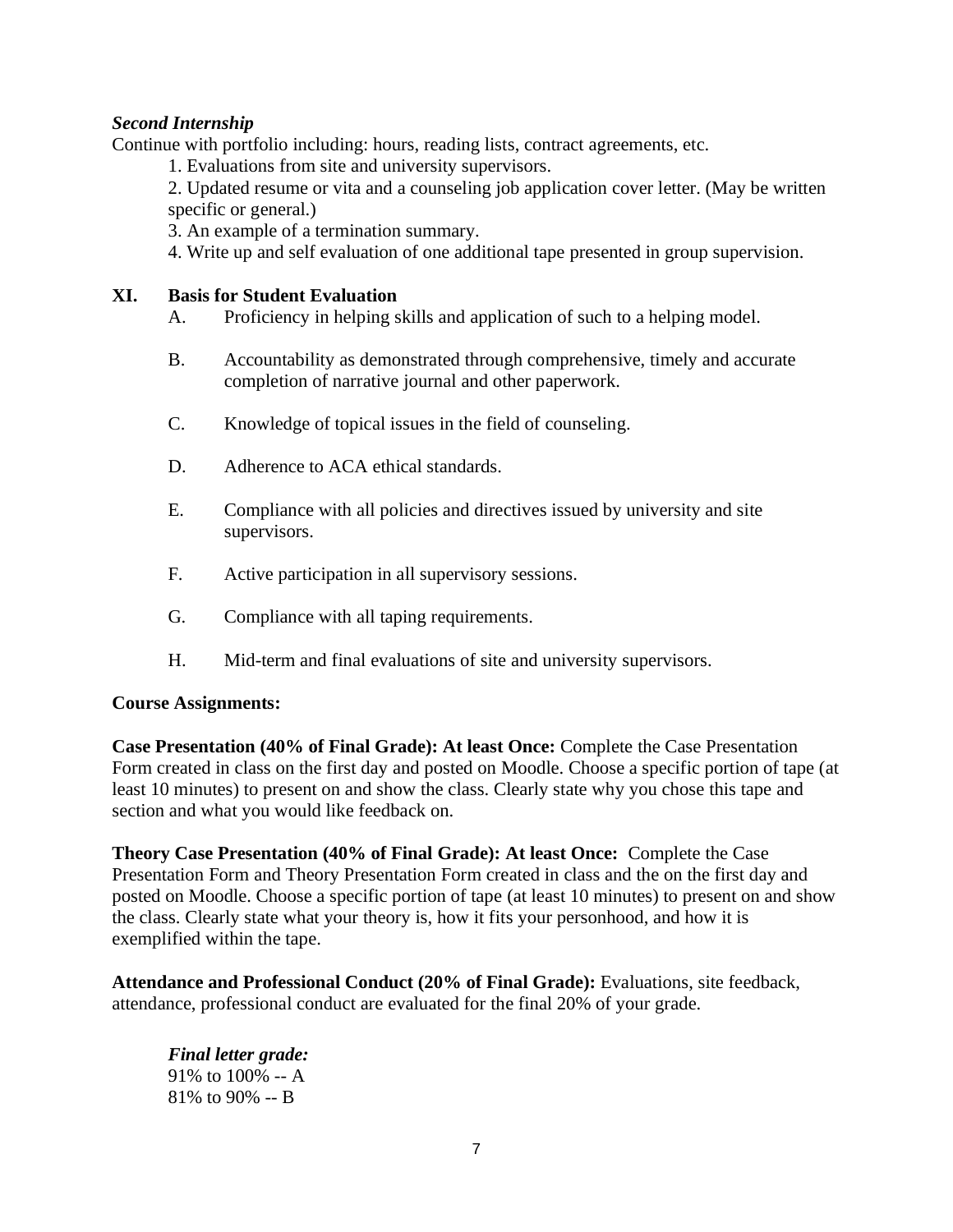***Second Internship***

Continue with portfolio including: hours, reading lists, contract agreements, etc.

1. Evaluations from site and university supervisors.
2. Updated resume or vita and a counseling job application cover letter. (May be written specific or general.)
3. An example of a termination summary.
4. Write up and self evaluation of one additional tape presented in group supervision.

## XI. Basis for Student Evaluation

A. Proficiency in helping skills and application of such to a helping model.

B. Accountability as demonstrated through comprehensive, timely and accurate completion of narrative journal and other paperwork.

C. Knowledge of topical issues in the field of counseling.

D. Adherence to ACA ethical standards.

E. Compliance with all policies and directives issued by university and site supervisors.

F. Active participation in all supervisory sessions.

G. Compliance with all taping requirements.

H. Mid-term and final evaluations of site and university supervisors.

**Course Assignments:**

**Case Presentation (40% of Final Grade): At least Once:** Complete the Case Presentation Form created in class on the first day and posted on Moodle. Choose a specific portion of tape (at least 10 minutes) to present on and show the class. Clearly state why you chose this tape and section and what you would like feedback on.

**Theory Case Presentation (40% of Final Grade): At least Once:** Complete the Case Presentation Form and Theory Presentation Form created in class and the on the first day and posted on Moodle. Choose a specific portion of tape (at least 10 minutes) to present on and show the class. Clearly state what your theory is, how it fits your personhood, and how it is exemplified within the tape.

**Attendance and Professional Conduct (20% of Final Grade):** Evaluations, site feedback, attendance, professional conduct are evaluated for the final 20% of your grade.

***Final letter grade:***
91% to 100% -- A
81% to 90% -- B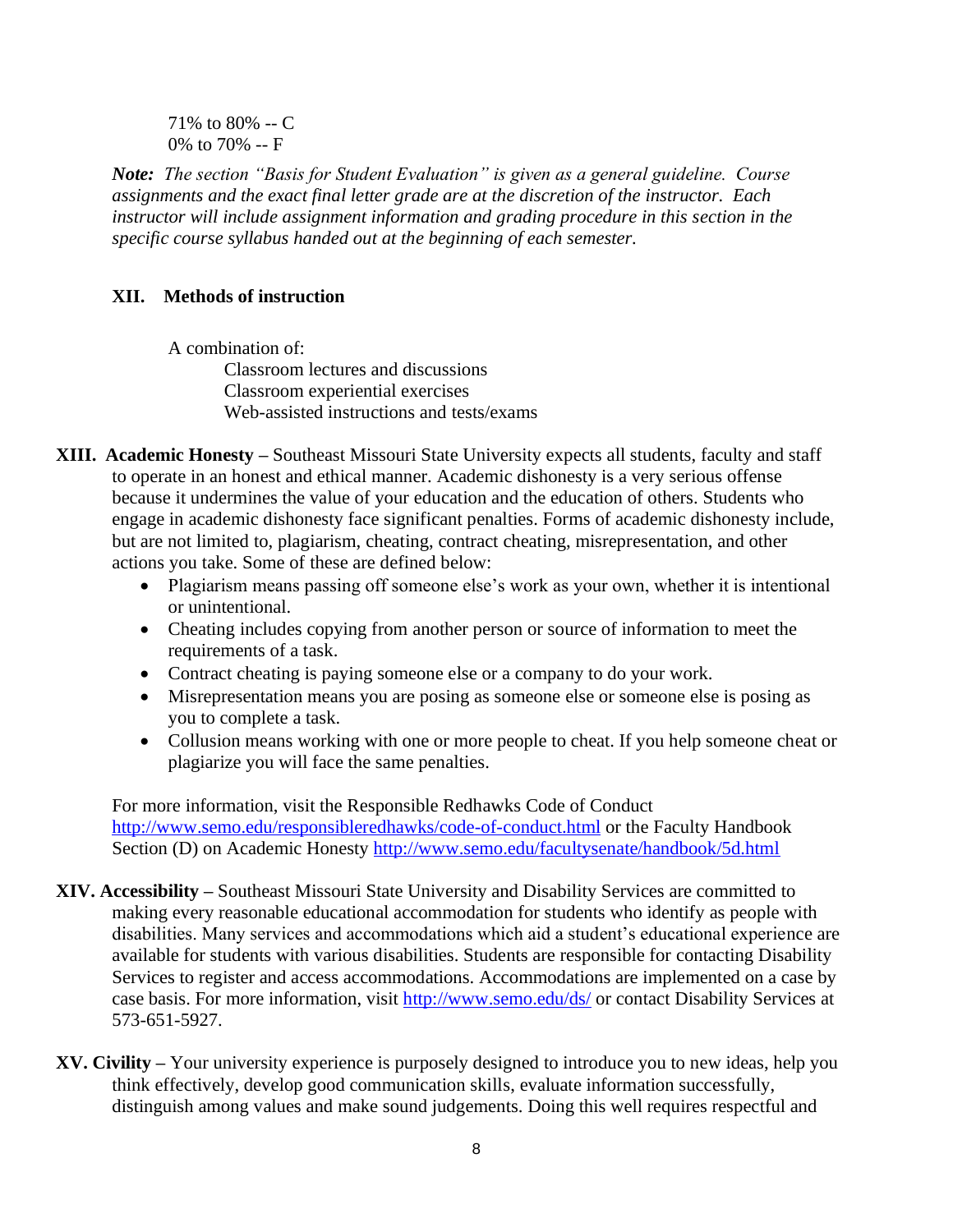71% to 80% -- C
0% to 70% -- F

***Note:*** *The section "Basis for Student Evaluation" is given as a general guideline. Course assignments and the exact final letter grade are at the discretion of the instructor. Each instructor will include assignment information and grading procedure in this section in the specific course syllabus handed out at the beginning of each semester.*

## XII. Methods of instruction

A combination of:

- Classroom lectures and discussions
- Classroom experiential exercises
- Web-assisted instructions and tests/exams

**XIII. Academic Honesty** – Southeast Missouri State University expects all students, faculty and staff to operate in an honest and ethical manner. Academic dishonesty is a very serious offense because it undermines the value of your education and the education of others. Students who engage in academic dishonesty face significant penalties. Forms of academic dishonesty include, but are not limited to, plagiarism, cheating, contract cheating, misrepresentation, and other actions you take. Some of these are defined below:

- Plagiarism means passing off someone else's work as your own, whether it is intentional or unintentional.
- Cheating includes copying from another person or source of information to meet the requirements of a task.
- Contract cheating is paying someone else or a company to do your work.
- Misrepresentation means you are posing as someone else or someone else is posing as you to complete a task.
- Collusion means working with one or more people to cheat. If you help someone cheat or plagiarize you will face the same penalties.

For more information, visit the Responsible Redhawks Code of Conduct http://www.semo.edu/responsibleredhawks/code-of-conduct.html or the Faculty Handbook Section (D) on Academic Honesty http://www.semo.edu/facultysenate/handbook/5d.html

**XIV. Accessibility** – Southeast Missouri State University and Disability Services are committed to making every reasonable educational accommodation for students who identify as people with disabilities. Many services and accommodations which aid a student's educational experience are available for students with various disabilities. Students are responsible for contacting Disability Services to register and access accommodations. Accommodations are implemented on a case by case basis. For more information, visit http://www.semo.edu/ds/ or contact Disability Services at 573-651-5927.

**XV. Civility** – Your university experience is purposely designed to introduce you to new ideas, help you think effectively, develop good communication skills, evaluate information successfully, distinguish among values and make sound judgements. Doing this well requires respectful and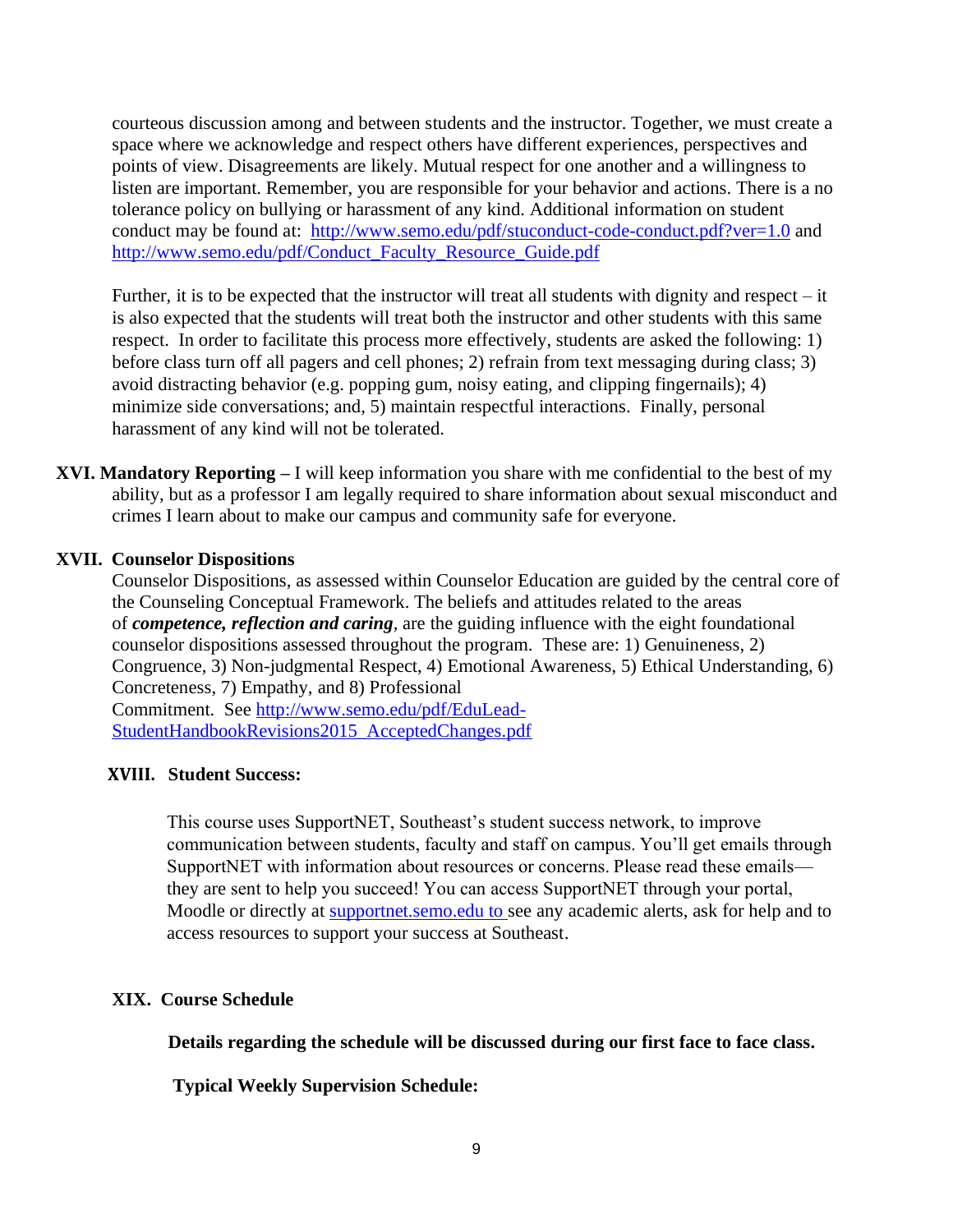courteous discussion among and between students and the instructor. Together, we must create a space where we acknowledge and respect others have different experiences, perspectives and points of view. Disagreements are likely. Mutual respect for one another and a willingness to listen are important. Remember, you are responsible for your behavior and actions. There is a no tolerance policy on bullying or harassment of any kind. Additional information on student conduct may be found at: [http://www.semo.edu/pdf/stuconduct-code-conduct.pdf?ver=1.0](http://www.semo.edu/pdf/stuconduct-code-conduct.pdf?ver=1.0) and [http://www.semo.edu/pdf/Conduct_Faculty_Resource_Guide.pdf](http://www.semo.edu/pdf/Conduct_Faculty_Resource_Guide.pdf)

Further, it is to be expected that the instructor will treat all students with dignity and respect – it is also expected that the students will treat both the instructor and other students with this same respect. In order to facilitate this process more effectively, students are asked the following: 1) before class turn off all pagers and cell phones; 2) refrain from text messaging during class; 3) avoid distracting behavior (e.g. popping gum, noisy eating, and clipping fingernails); 4) minimize side conversations; and, 5) maintain respectful interactions. Finally, personal harassment of any kind will not be tolerated.

**XVI. Mandatory Reporting –** I will keep information you share with me confidential to the best of my ability, but as a professor I am legally required to share information about sexual misconduct and crimes I learn about to make our campus and community safe for everyone.

**XVII. Counselor Dispositions**

Counselor Dispositions, as assessed within Counselor Education are guided by the central core of the Counseling Conceptual Framework. The beliefs and attitudes related to the areas of ***competence, reflection and caring***, are the guiding influence with the eight foundational counselor dispositions assessed throughout the program. These are: 1) Genuineness, 2) Congruence, 3) Non-judgmental Respect, 4) Emotional Awareness, 5) Ethical Understanding, 6) Concreteness, 7) Empathy, and 8) Professional Commitment. See [http://www.semo.edu/pdf/EduLead-StudentHandbookRevisions2015_AcceptedChanges.pdf](http://www.semo.edu/pdf/EduLead-StudentHandbookRevisions2015_AcceptedChanges.pdf)

**XVIII. Student Success:**

This course uses SupportNET, Southeast's student success network, to improve communication between students, faculty and staff on campus. You'll get emails through SupportNET with information about resources or concerns. Please read these emails—they are sent to help you succeed! You can access SupportNET through your portal, Moodle or directly at [supportnet.semo.edu](supportnet.semo.edu) to see any academic alerts, ask for help and to access resources to support your success at Southeast.

**XIX. Course Schedule**

**Details regarding the schedule will be discussed during our first face to face class.**

**Typical Weekly Supervision Schedule:**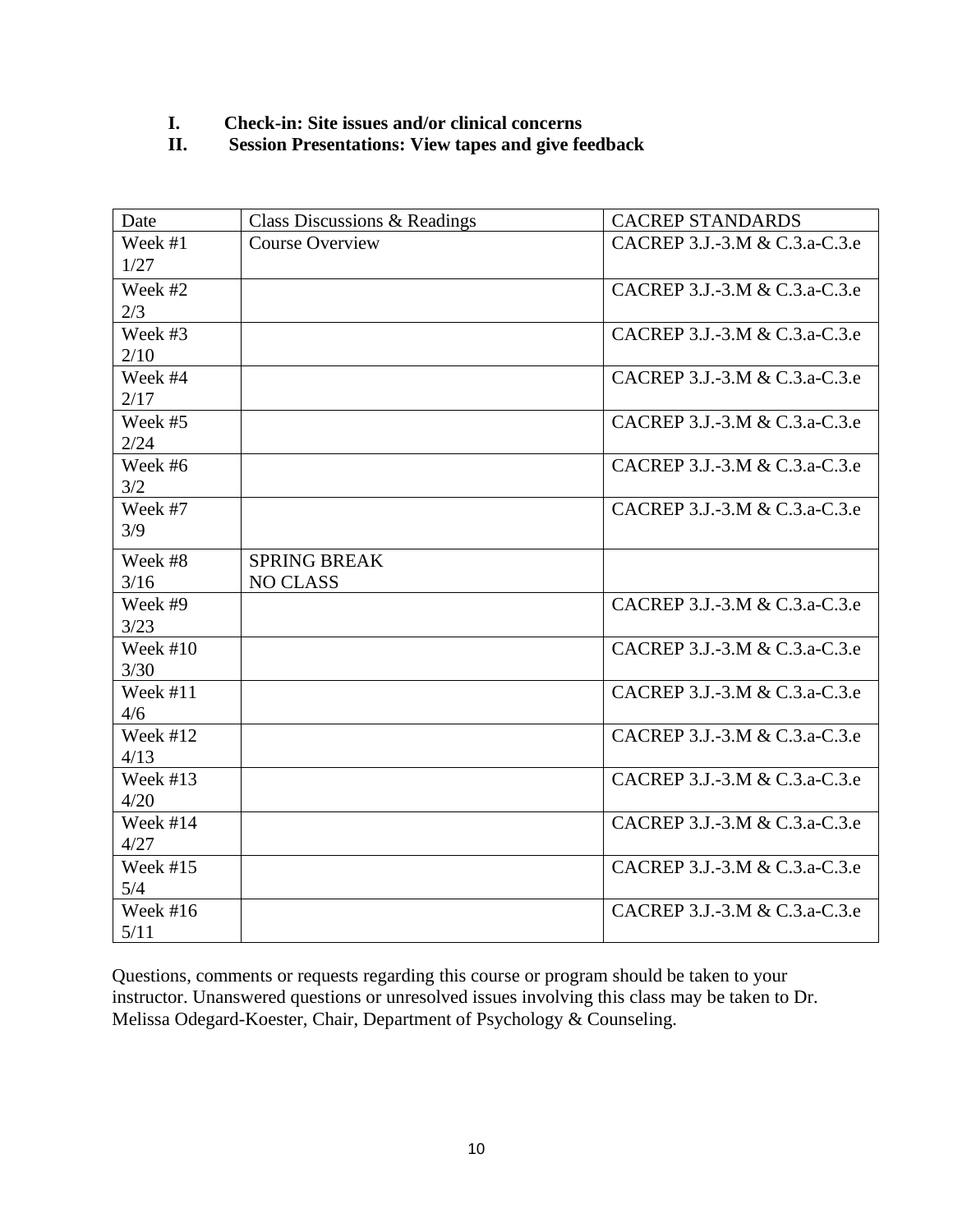I. **Check-in: Site issues and/or clinical concerns**

II. **Session Presentations: View tapes and give feedback**

| Date | Class Discussions & Readings | CACREP STANDARDS |
|---|---|---|
| Week #1 1/27 | Course Overview | CACREP 3.J.-3.M & C.3.a-C.3.e |
| Week #2 2/3 | | CACREP 3.J.-3.M & C.3.a-C.3.e |
| Week #3 2/10 | | CACREP 3.J.-3.M & C.3.a-C.3.e |
| Week #4 2/17 | | CACREP 3.J.-3.M & C.3.a-C.3.e |
| Week #5 2/24 | | CACREP 3.J.-3.M & C.3.a-C.3.e |
| Week #6 3/2 | | CACREP 3.J.-3.M & C.3.a-C.3.e |
| Week #7 3/9 | | CACREP 3.J.-3.M & C.3.a-C.3.e |
| Week #8 3/16 | SPRING BREAK NO CLASS | |
| Week #9 3/23 | | CACREP 3.J.-3.M & C.3.a-C.3.e |
| Week #10 3/30 | | CACREP 3.J.-3.M & C.3.a-C.3.e |
| Week #11 4/6 | | CACREP 3.J.-3.M & C.3.a-C.3.e |
| Week #12 4/13 | | CACREP 3.J.-3.M & C.3.a-C.3.e |
| Week #13 4/20 | | CACREP 3.J.-3.M & C.3.a-C.3.e |
| Week #14 4/27 | | CACREP 3.J.-3.M & C.3.a-C.3.e |
| Week #15 5/4 | | CACREP 3.J.-3.M & C.3.a-C.3.e |
| Week #16 5/11 | | CACREP 3.J.-3.M & C.3.a-C.3.e |

Questions, comments or requests regarding this course or program should be taken to your instructor. Unanswered questions or unresolved issues involving this class may be taken to Dr. Melissa Odegard-Koester, Chair, Department of Psychology & Counseling.